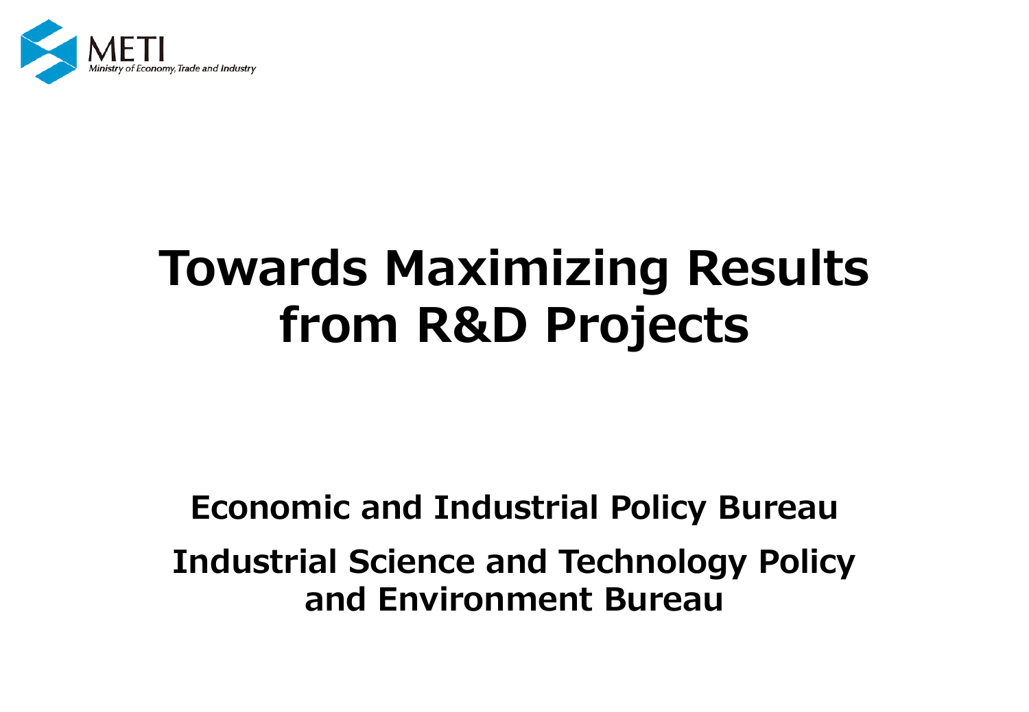METI
Ministry of Economy, Trade and Industry

# Towards Maximizing Results from R&D Projects

**Economic and Industrial Policy Bureau**

**Industrial Science and Technology Policy and Environment Bureau**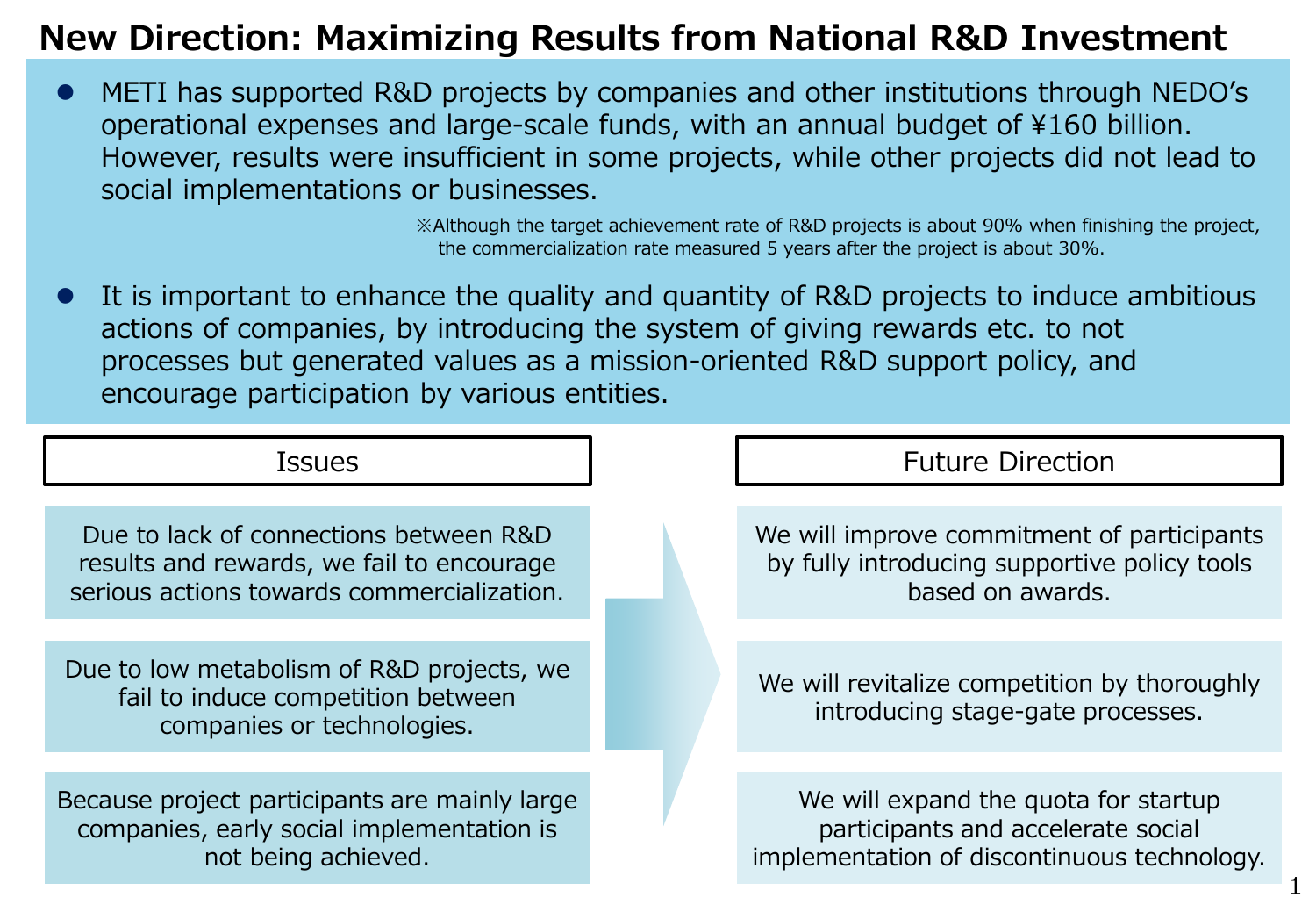# New Direction: Maximizing Results from National R&D Investment

- METI has supported R&D projects by companies and other institutions through NEDO's operational expenses and large-scale funds, with an annual budget of ¥160 billion. However, results were insufficient in some projects, while other projects did not lead to social implementations or businesses.

  ※Although the target achievement rate of R&D projects is about 90% when finishing the project, the commercialization rate measured 5 years after the project is about 30%.

- It is important to enhance the quality and quantity of R&D projects to induce ambitious actions of companies, by introducing the system of giving rewards etc. to not processes but generated values as a mission-oriented R&D support policy, and encourage participation by various entities.

| Issues | Future Direction |
|---|---|
| Due to lack of connections between R&D results and rewards, we fail to encourage serious actions towards commercialization. | We will improve commitment of participants by fully introducing supportive policy tools based on awards. |
| Due to low metabolism of R&D projects, we fail to induce competition between companies or technologies. | We will revitalize competition by thoroughly introducing stage-gate processes. |
| Because project participants are mainly large companies, early social implementation is not being achieved. | We will expand the quota for startup participants and accelerate social implementation of discontinuous technology. |